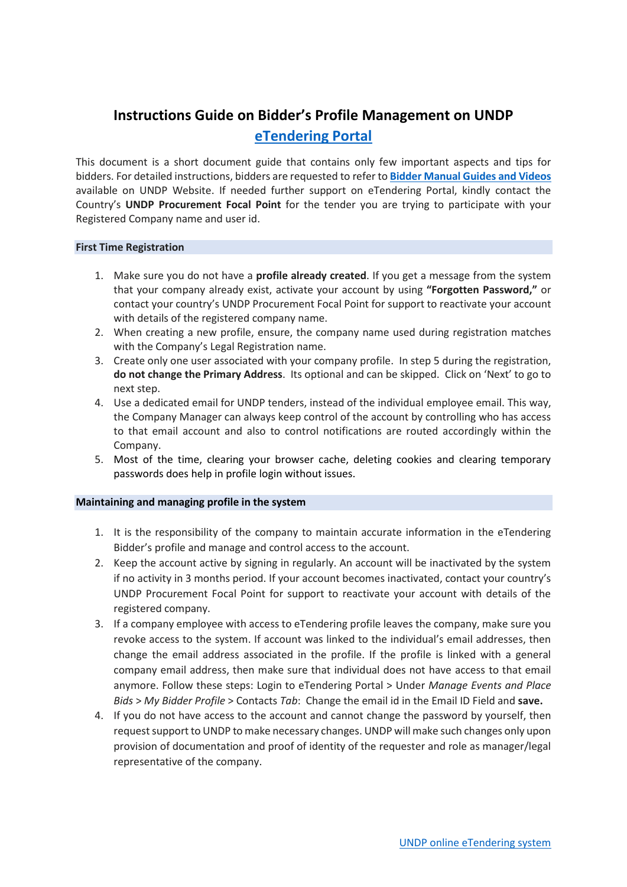# Instructions Guide on Bidder's Profile Management on UNDP eTendering Portal

This document is a short document guide that contains only few important aspects and tips for bidders. For detailed instructions, bidders are requested to refer to **Bidder Manual Guides and Videos** available on UNDP Website. If needed further support on eTendering Portal, kindly contact the Country's **UNDP Procurement Focal Point** for the tender you are trying to participate with your Registered Company name and user id.

## First Time Registration

1. Make sure you do not have a **profile already created**. If you get a message from the system that your company already exist, activate your account by using **"Forgotten Password,"** or contact your country's UNDP Procurement Focal Point for support to reactivate your account with details of the registered company name.
2. When creating a new profile, ensure, the company name used during registration matches with the Company's Legal Registration name.
3. Create only one user associated with your company profile. In step 5 during the registration, **do not change the Primary Address**. Its optional and can be skipped. Click on 'Next' to go to next step.
4. Use a dedicated email for UNDP tenders, instead of the individual employee email. This way, the Company Manager can always keep control of the account by controlling who has access to that email account and also to control notifications are routed accordingly within the Company.
5. Most of the time, clearing your browser cache, deleting cookies and clearing temporary passwords does help in profile login without issues.

## Maintaining and managing profile in the system

1. It is the responsibility of the company to maintain accurate information in the eTendering Bidder's profile and manage and control access to the account.
2. Keep the account active by signing in regularly. An account will be inactivated by the system if no activity in 3 months period. If your account becomes inactivated, contact your country's UNDP Procurement Focal Point for support to reactivate your account with details of the registered company.
3. If a company employee with access to eTendering profile leaves the company, make sure you revoke access to the system. If account was linked to the individual's email addresses, then change the email address associated in the profile. If the profile is linked with a general company email address, then make sure that individual does not have access to that email anymore. Follow these steps: Login to eTendering Portal > Under *Manage Events and Place Bids* > *My Bidder Profile* > Contacts *Tab*: Change the email id in the Email ID Field and **save.**
4. If you do not have access to the account and cannot change the password by yourself, then request support to UNDP to make necessary changes. UNDP will make such changes only upon provision of documentation and proof of identity of the requester and role as manager/legal representative of the company.

UNDP online eTendering system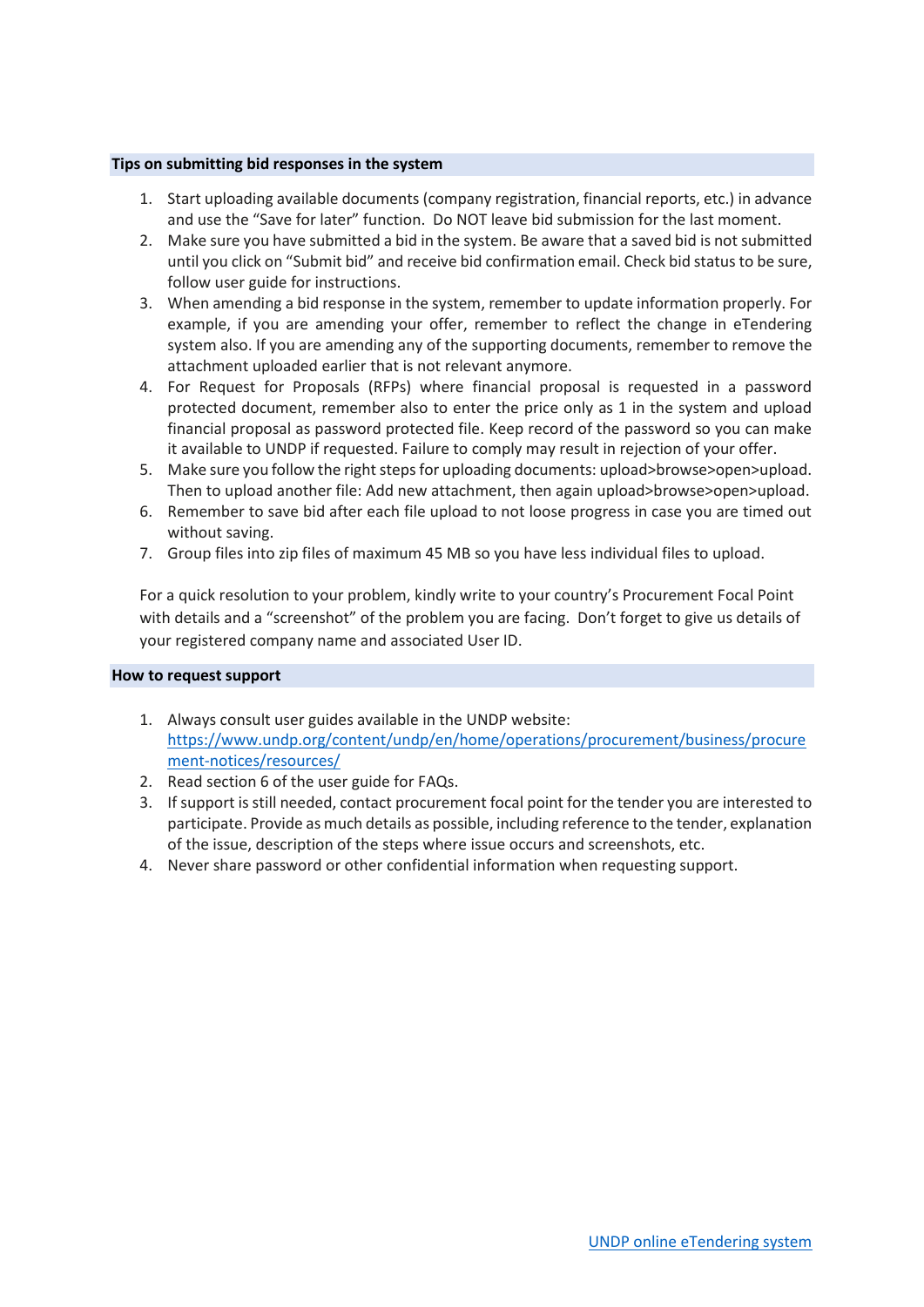## Tips on submitting bid responses in the system

1. Start uploading available documents (company registration, financial reports, etc.) in advance and use the "Save for later" function. Do NOT leave bid submission for the last moment.
2. Make sure you have submitted a bid in the system. Be aware that a saved bid is not submitted until you click on "Submit bid" and receive bid confirmation email. Check bid status to be sure, follow user guide for instructions.
3. When amending a bid response in the system, remember to update information properly. For example, if you are amending your offer, remember to reflect the change in eTendering system also. If you are amending any of the supporting documents, remember to remove the attachment uploaded earlier that is not relevant anymore.
4. For Request for Proposals (RFPs) where financial proposal is requested in a password protected document, remember also to enter the price only as 1 in the system and upload financial proposal as password protected file. Keep record of the password so you can make it available to UNDP if requested. Failure to comply may result in rejection of your offer.
5. Make sure you follow the right steps for uploading documents: upload>browse>open>upload. Then to upload another file: Add new attachment, then again upload>browse>open>upload.
6. Remember to save bid after each file upload to not loose progress in case you are timed out without saving.
7. Group files into zip files of maximum 45 MB so you have less individual files to upload.

For a quick resolution to your problem, kindly write to your country's Procurement Focal Point with details and a "screenshot" of the problem you are facing. Don't forget to give us details of your registered company name and associated User ID.

## How to request support

1. Always consult user guides available in the UNDP website: https://www.undp.org/content/undp/en/home/operations/procurement/business/procurement-notices/resources/
2. Read section 6 of the user guide for FAQs.
3. If support is still needed, contact procurement focal point for the tender you are interested to participate. Provide as much details as possible, including reference to the tender, explanation of the issue, description of the steps where issue occurs and screenshots, etc.
4. Never share password or other confidential information when requesting support.